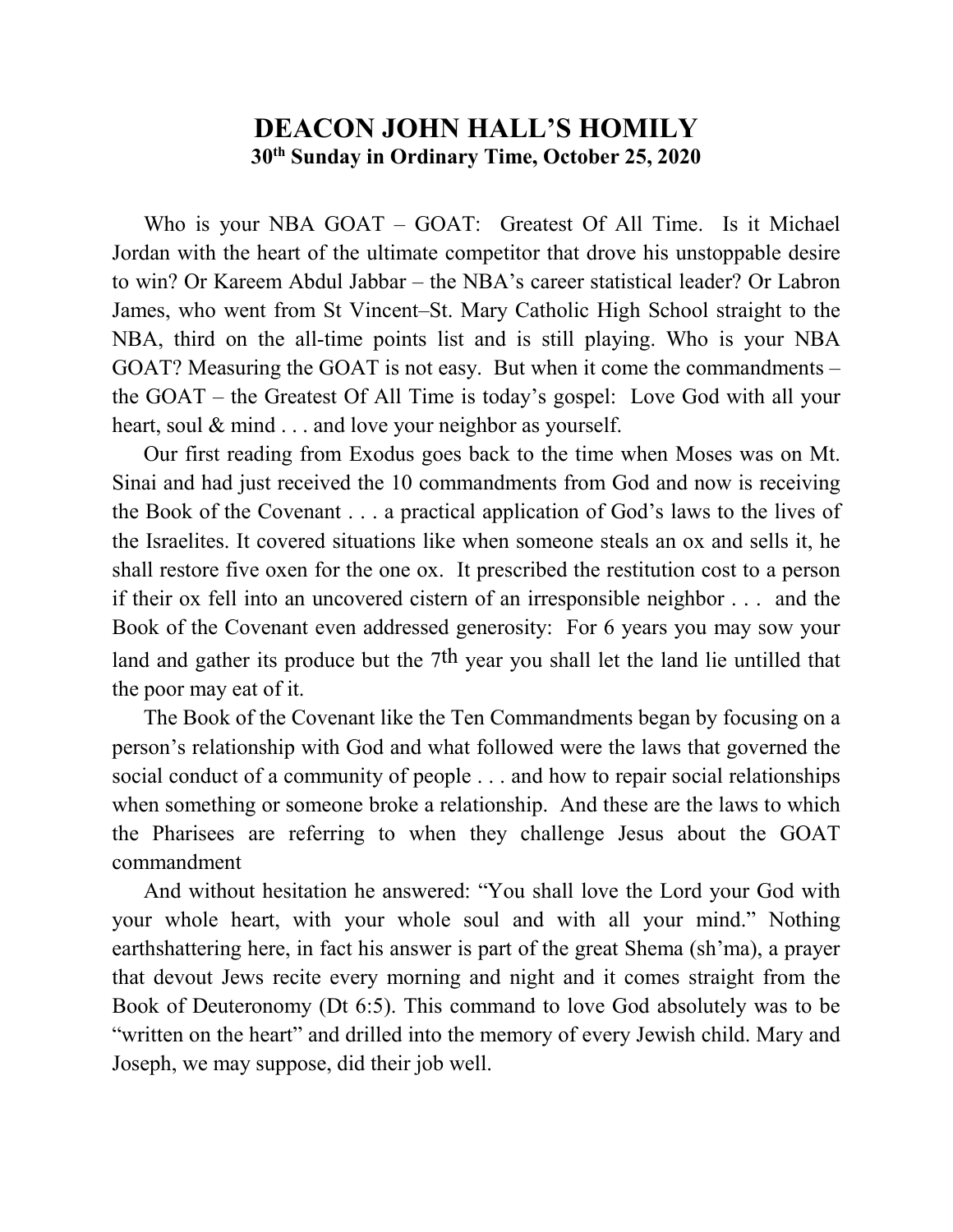# DEACON JOHN HALL'S HOMILY

## 30th Sunday in Ordinary Time, October 25, 2020

Who is your NBA GOAT – GOAT: Greatest Of All Time. Is it Michael Jordan with the heart of the ultimate competitor that drove his unstoppable desire to win? Or Kareem Abdul Jabbar – the NBA's career statistical leader? Or Labron James, who went from St Vincent–St. Mary Catholic High School straight to the NBA, third on the all-time points list and is still playing. Who is your NBA GOAT? Measuring the GOAT is not easy. But when it come the commandments – the GOAT – the Greatest Of All Time is today's gospel: Love God with all your heart, soul & mind . . . and love your neighbor as yourself.

Our first reading from Exodus goes back to the time when Moses was on Mt. Sinai and had just received the 10 commandments from God and now is receiving the Book of the Covenant . . . a practical application of God's laws to the lives of the Israelites. It covered situations like when someone steals an ox and sells it, he shall restore five oxen for the one ox. It prescribed the restitution cost to a person if their ox fell into an uncovered cistern of an irresponsible neighbor . . . and the Book of the Covenant even addressed generosity: For 6 years you may sow your land and gather its produce but the 7th year you shall let the land lie untilled that the poor may eat of it.

The Book of the Covenant like the Ten Commandments began by focusing on a person's relationship with God and what followed were the laws that governed the social conduct of a community of people . . . and how to repair social relationships when something or someone broke a relationship. And these are the laws to which the Pharisees are referring to when they challenge Jesus about the GOAT commandment

And without hesitation he answered: "You shall love the Lord your God with your whole heart, with your whole soul and with all your mind." Nothing earthshattering here, in fact his answer is part of the great Shema (sh'ma), a prayer that devout Jews recite every morning and night and it comes straight from the Book of Deuteronomy (Dt 6:5). This command to love God absolutely was to be "written on the heart" and drilled into the memory of every Jewish child. Mary and Joseph, we may suppose, did their job well.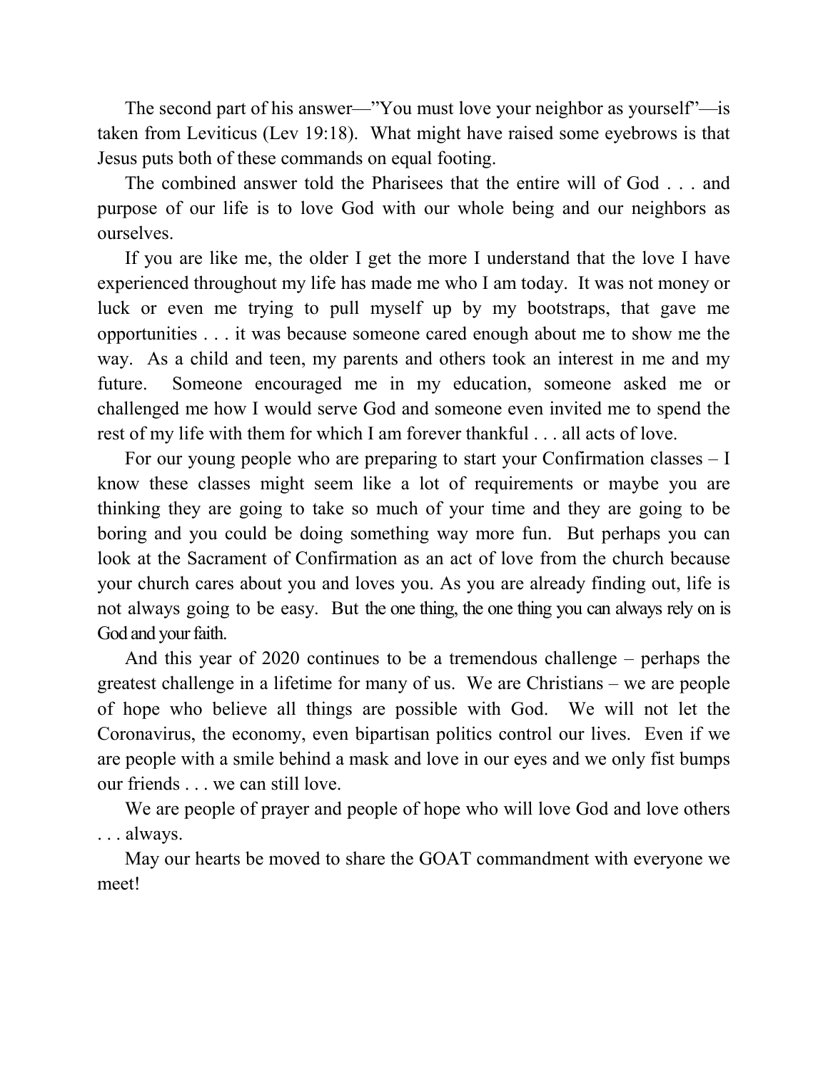The second part of his answer—"You must love your neighbor as yourself"—is taken from Leviticus (Lev 19:18). What might have raised some eyebrows is that Jesus puts both of these commands on equal footing.

The combined answer told the Pharisees that the entire will of God . . . and purpose of our life is to love God with our whole being and our neighbors as ourselves.

If you are like me, the older I get the more I understand that the love I have experienced throughout my life has made me who I am today. It was not money or luck or even me trying to pull myself up by my bootstraps, that gave me opportunities . . . it was because someone cared enough about me to show me the way. As a child and teen, my parents and others took an interest in me and my future. Someone encouraged me in my education, someone asked me or challenged me how I would serve God and someone even invited me to spend the rest of my life with them for which I am forever thankful . . . all acts of love.

For our young people who are preparing to start your Confirmation classes – I know these classes might seem like a lot of requirements or maybe you are thinking they are going to take so much of your time and they are going to be boring and you could be doing something way more fun. But perhaps you can look at the Sacrament of Confirmation as an act of love from the church because your church cares about you and loves you. As you are already finding out, life is not always going to be easy. But the one thing, the one thing you can always rely on is God and your faith.

And this year of 2020 continues to be a tremendous challenge – perhaps the greatest challenge in a lifetime for many of us. We are Christians – we are people of hope who believe all things are possible with God. We will not let the Coronavirus, the economy, even bipartisan politics control our lives. Even if we are people with a smile behind a mask and love in our eyes and we only fist bumps our friends . . . we can still love.

We are people of prayer and people of hope who will love God and love others . . . always.

May our hearts be moved to share the GOAT commandment with everyone we meet!